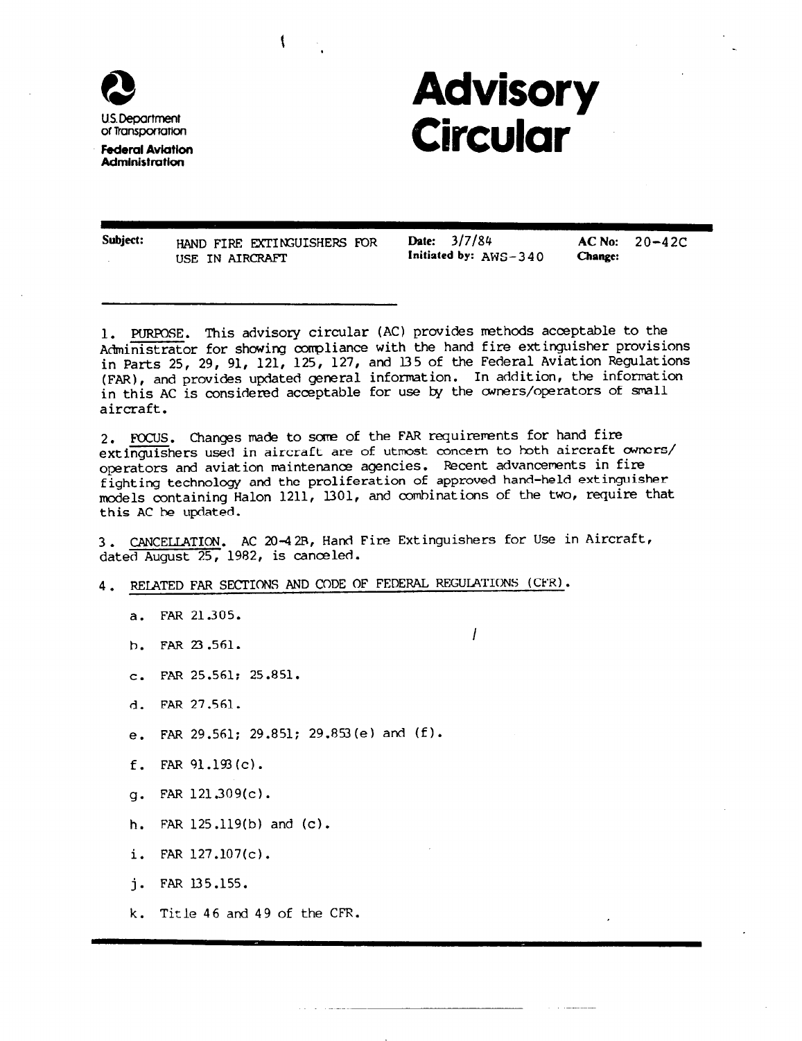U.S. Department of Transportation

**Federal Aviation Administration**

# Advisory Circular

**Subject:** HAND FIRE EXTINGUISHERS FOR USE IN AIRCRAFT

**Date:** 3/7/84

**Initiated by:** AWS-340

**AC No:** 20-42C

**Change:**

---

1. PURPOSE. This advisory circular (AC) provides methods acceptable to the Administrator for showing compliance with the hand fire extinguisher provisions in Parts 25, 29, 91, 121, 125, 127, and 135 of the Federal Aviation Regulations (FAR), and provides updated general information. In addition, the information in this AC is considered acceptable for use by the owners/operators of small aircraft.

2. FOCUS. Changes made to some of the FAR requirements for hand fire extinguishers used in aircraft are of utmost concern to both aircraft owners/operators and aviation maintenance agencies. Recent advancements in fire fighting technology and the proliferation of approved hand-held extinguisher models containing Halon 1211, 1301, and combinations of the two, require that this AC be updated.

3. CANCELLATION. AC 20-42B, Hand Fire Extinguishers for Use in Aircraft, dated August 25, 1982, is canceled.

4. RELATED FAR SECTIONS AND CODE OF FEDERAL REGULATIONS (CFR).

   a. FAR 21.305.

   b. FAR 23.561.

   c. FAR 25.561; 25.851.

   d. FAR 27.561.

   e. FAR 29.561; 29.851; 29.853(e) and (f).

   f. FAR 91.193(c).

   g. FAR 121.309(c).

   h. FAR 125.119(b) and (c).

   i. FAR 127.107(c).

   j. FAR 135.155.

   k. Title 46 and 49 of the CFR.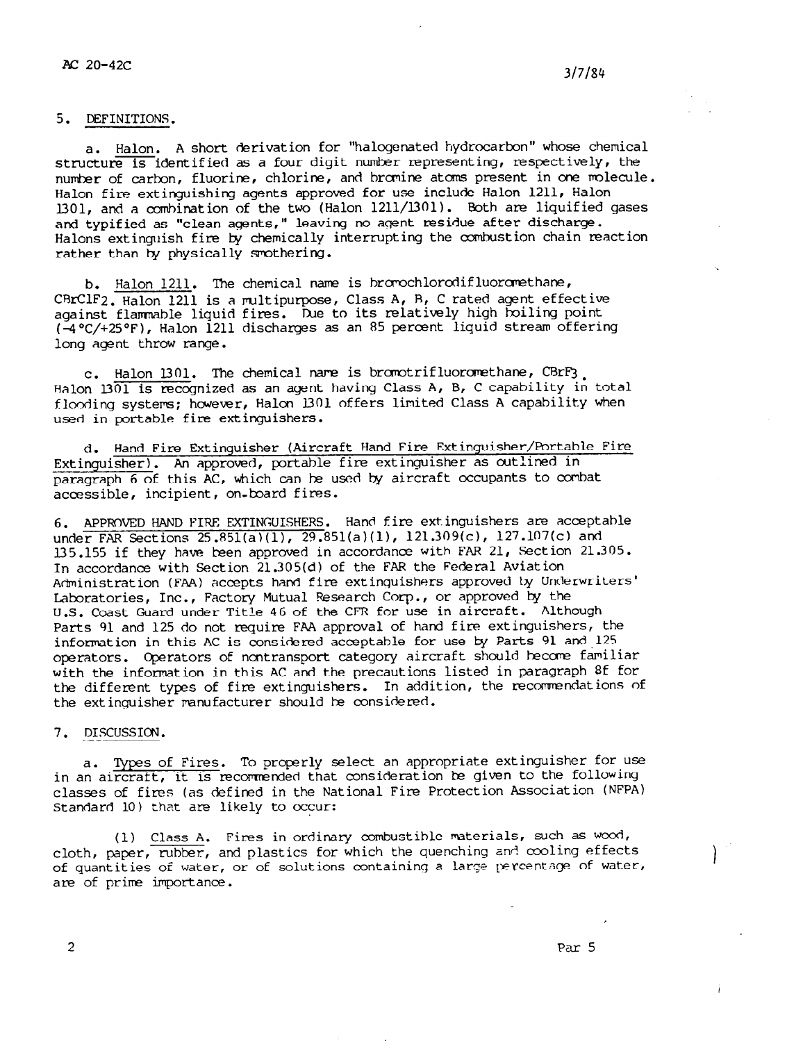5. DEFINITIONS.

a. Halon. A short derivation for "halogenated hydrocarbon" whose chemical structure is identified as a four digit number representing, respectively, the number of carbon, fluorine, chlorine, and bromine atoms present in one molecule. Halon fire extinguishing agents approved for use include Halon 1211, Halon 1301, and a combination of the two (Halon 1211/1301). Both are liquified gases and typified as "clean agents," leaving no agent residue after discharge. Halons extinguish fire by chemically interrupting the combustion chain reaction rather than by physically smothering.

b. Halon 1211. The chemical name is bromochlorodifluoromethane, $CBrClF_2$. Halon 1211 is a multipurpose, Class A, B, C rated agent effective against flammable liquid fires. Due to its relatively high boiling point (-4°C/+25°F), Halon 1211 discharges as an 85 percent liquid stream offering long agent throw range.

c. Halon 1301. The chemical name is bromotrifluoromethane, $CBrF_3$. Halon 1301 is recognized as an agent having Class A, B, C capability in total flooding systems; however, Halon 1301 offers limited Class A capability when used in portable fire extinguishers.

d. Hand Fire Extinguisher (Aircraft Hand Fire Extinguisher/Portable Fire Extinguisher). An approved, portable fire extinguisher as outlined in paragraph 6 of this AC, which can be used by aircraft occupants to combat accessible, incipient, on-board fires.

6. APPROVED HAND FIRE EXTINGUISHERS. Hand fire extinguishers are acceptable under FAR Sections 25.851(a)(1), 29.851(a)(1), 121.309(c), 127.107(c) and 135.155 if they have been approved in accordance with FAR 21, Section 21.305. In accordance with Section 21.305(d) of the FAR the Federal Aviation Administration (FAA) accepts hand fire extinguishers approved by Underwriters' Laboratories, Inc., Factory Mutual Research Corp., or approved by the U.S. Coast Guard under Title 46 of the CFR for use in aircraft. Although Parts 91 and 125 do not require FAA approval of hand fire extinguishers, the information in this AC is considered acceptable for use by Parts 91 and 125 operators. Operators of nontransport category aircraft should become familiar with the information in this AC and the precautions listed in paragraph 8f for the different types of fire extinguishers. In addition, the recommendations of the extinguisher manufacturer should be considered.

7. DISCUSSION.

a. Types of Fires. To properly select an appropriate extinguisher for use in an aircraft, it is recommended that consideration be given to the following classes of fires (as defined in the National Fire Protection Association (NFPA) Standard 10) that are likely to occur:

(1) Class A. Fires in ordinary combustible materials, such as wood, cloth, paper, rubber, and plastics for which the quenching and cooling effects of quantities of water, or of solutions containing a large percentage of water, are of prime importance.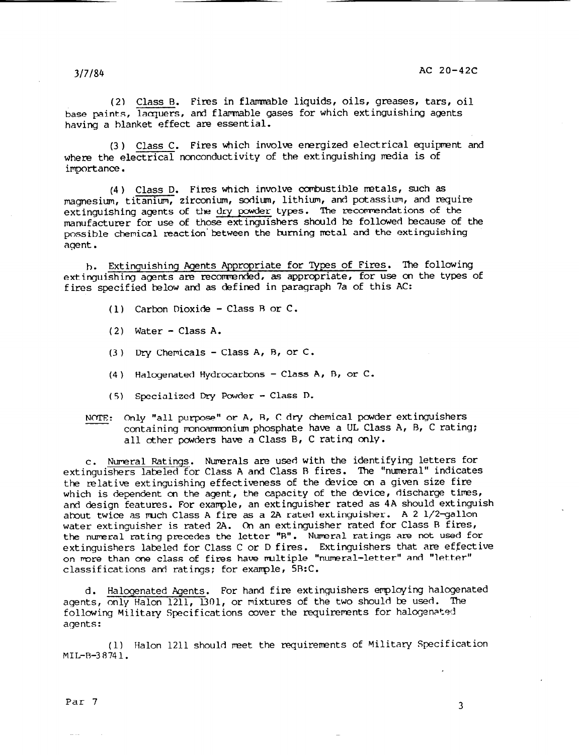(2) Class B. Fires in flammable liquids, oils, greases, tars, oil base paints, lacquers, and flammable gases for which extinguishing agents having a blanket effect are essential.

(3) Class C. Fires which involve energized electrical equipment and where the electrical nonconductivity of the extinguishing media is of importance.

(4) Class D. Fires which involve combustible metals, such as magnesium, titanium, zirconium, sodium, lithium, and potassium, and require extinguishing agents of the dry powder types. The recommendations of the manufacturer for use of those extinguishers should be followed because of the possible chemical reaction between the burning metal and the extinguishing agent.

b. Extinguishing Agents Appropriate for Types of Fires. The following extinguishing agents are recommended, as appropriate, for use on the types of fires specified below and as defined in paragraph 7a of this AC:

(1) Carbon Dioxide - Class B or C.

(2) Water - Class A.

(3) Dry Chemicals - Class A, B, or C.

(4) Halogenated Hydrocarbons - Class A, B, or C.

(5) Specialized Dry Powder - Class D.

NOTE: Only "all purpose" or A, B, C dry chemical powder extinguishers containing monoammonium phosphate have a UL Class A, B, C rating; all other powders have a Class B, C rating only.

c. Numeral Ratings. Numerals are used with the identifying letters for extinguishers labeled for Class A and Class B fires. The "numeral" indicates the relative extinguishing effectiveness of the device on a given size fire which is dependent on the agent, the capacity of the device, discharge times, and design features. For example, an extinguisher rated as 4A should extinguish about twice as much Class A fire as a 2A rated extinguisher. A 2 1/2-gallon water extinguisher is rated 2A. On an extinguisher rated for Class B fires, the numeral rating precedes the letter "B". Numeral ratings are not used for extinguishers labeled for Class C or D fires. Extinguishers that are effective on more than one class of fires have multiple "numeral-letter" and "letter" classifications and ratings; for example, 5B:C.

d. Halogenated Agents. For hand fire extinguishers employing halogenated agents, only Halon 1211, 1301, or mixtures of the two should be used. The following Military Specifications cover the requirements for halogenated agents:

(1) Halon 1211 should meet the requirements of Military Specification MIL-B-38741.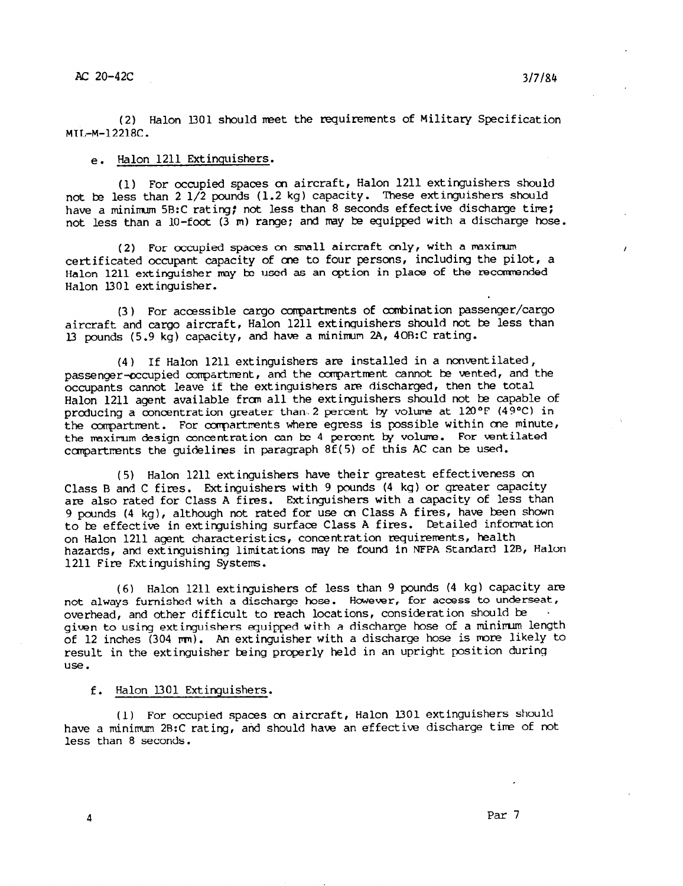(2) Halon 1301 should meet the requirements of Military Specification MIL-M-12218C.

e. Halon 1211 Extinguishers.

(1) For occupied spaces on aircraft, Halon 1211 extinguishers should not be less than 2 1/2 pounds (1.2 kg) capacity. These extinguishers should have a minimum 5B:C rating; not less than 8 seconds effective discharge time; not less than a 10-foot (3 m) range; and may be equipped with a discharge hose.

(2) For occupied spaces on small aircraft only, with a maximum certificated occupant capacity of one to four persons, including the pilot, a Halon 1211 extinguisher may be used as an option in place of the recommended Halon 1301 extinguisher.

(3) For accessible cargo compartments of combination passenger/cargo aircraft and cargo aircraft, Halon 1211 extinguishers should not be less than 13 pounds (5.9 kg) capacity, and have a minimum 2A, 40B:C rating.

(4) If Halon 1211 extinguishers are installed in a nonventilated, passenger-occupied compartment, and the compartment cannot be vented, and the occupants cannot leave if the extinguishers are discharged, then the total Halon 1211 agent available from all the extinguishers should not be capable of producing a concentration greater than 2 percent by volume at 120°F (49°C) in the compartment. For compartments where egress is possible within one minute, the maximum design concentration can be 4 percent by volume. For ventilated compartments the guidelines in paragraph 8f(5) of this AC can be used.

(5) Halon 1211 extinguishers have their greatest effectiveness on Class B and C fires. Extinguishers with 9 pounds (4 kg) or greater capacity are also rated for Class A fires. Extinguishers with a capacity of less than 9 pounds (4 kg), although not rated for use on Class A fires, have been shown to be effective in extinguishing surface Class A fires. Detailed information on Halon 1211 agent characteristics, concentration requirements, health hazards, and extinguishing limitations may be found in NFPA Standard 12B, Halon 1211 Fire Extinguishing Systems.

(6) Halon 1211 extinguishers of less than 9 pounds (4 kg) capacity are not always furnished with a discharge hose. However, for access to underseat, overhead, and other difficult to reach locations, consideration should be given to using extinguishers equipped with a discharge hose of a minimum length of 12 inches (304 mm). An extinguisher with a discharge hose is more likely to result in the extinguisher being properly held in an upright position during use.

f. Halon 1301 Extinguishers.

(1) For occupied spaces on aircraft, Halon 1301 extinguishers should have a minimum 2B:C rating, and should have an effective discharge time of not less than 8 seconds.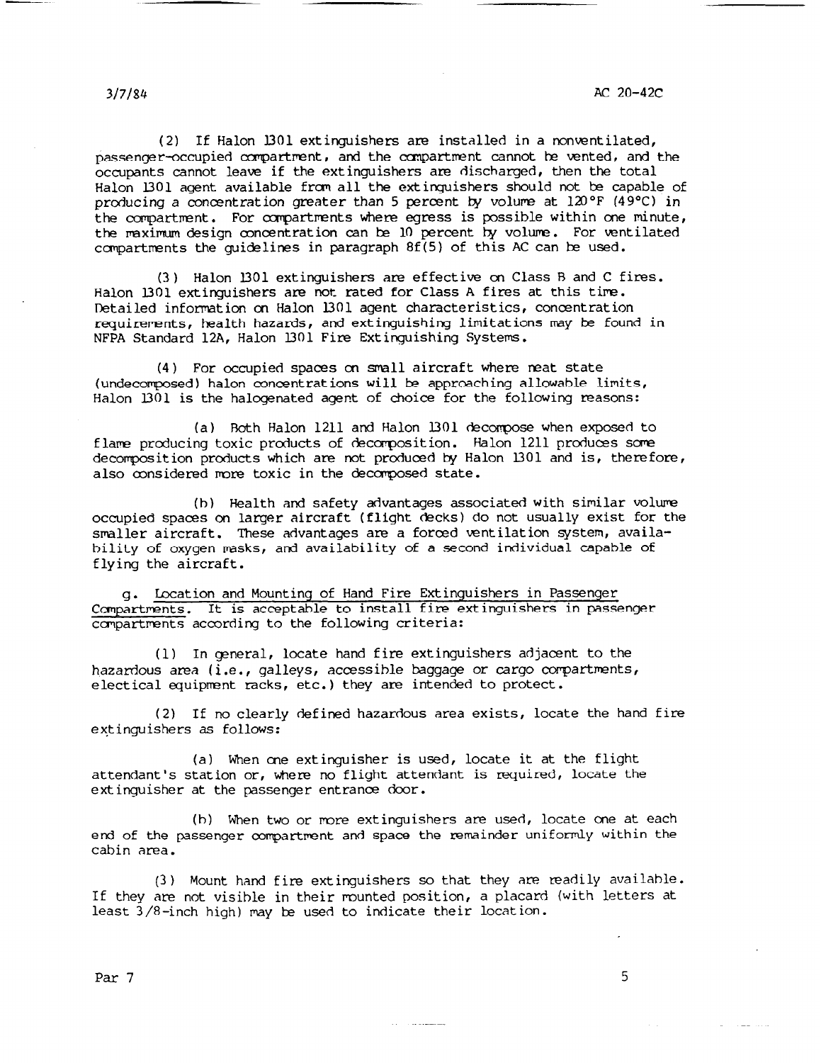(2) If Halon 1301 extinguishers are installed in a nonventilated, passenger-occupied compartment, and the compartment cannot be vented, and the occupants cannot leave if the extinguishers are discharged, then the total Halon 1301 agent available from all the extinguishers should not be capable of producing a concentration greater than 5 percent by volume at 120°F (49°C) in the compartment. For compartments where egress is possible within one minute, the maximum design concentration can be 10 percent by volume. For ventilated compartments the guidelines in paragraph 8f(5) of this AC can be used.

(3) Halon 1301 extinguishers are effective on Class B and C fires. Halon 1301 extinguishers are not rated for Class A fires at this time. Detailed information on Halon 1301 agent characteristics, concentration requirements, health hazards, and extinguishing limitations may be found in NFPA Standard 12A, Halon 1301 Fire Extinguishing Systems.

(4) For occupied spaces on small aircraft where neat state (undecomposed) halon concentrations will be approaching allowable limits, Halon 1301 is the halogenated agent of choice for the following reasons:

(a) Both Halon 1211 and Halon 1301 decompose when exposed to flame producing toxic products of decomposition. Halon 1211 produces some decomposition products which are not produced by Halon 1301 and is, therefore, also considered more toxic in the decomposed state.

(b) Health and safety advantages associated with similar volume occupied spaces on larger aircraft (flight decks) do not usually exist for the smaller aircraft. These advantages are a forced ventilation system, availability of oxygen masks, and availability of a second individual capable of flying the aircraft.

g. Location and Mounting of Hand Fire Extinguishers in Passenger Compartments. It is acceptable to install fire extinguishers in passenger compartments according to the following criteria:

(1) In general, locate hand fire extinguishers adjacent to the hazardous area (i.e., galleys, accessible baggage or cargo compartments, electical equipment racks, etc.) they are intended to protect.

(2) If no clearly defined hazardous area exists, locate the hand fire extinguishers as follows:

(a) When one extinguisher is used, locate it at the flight attendant's station or, where no flight attendant is required, locate the extinguisher at the passenger entrance door.

(b) When two or more extinguishers are used, locate one at each end of the passenger compartment and space the remainder uniformly within the cabin area.

(3) Mount hand fire extinguishers so that they are readily available. If they are not visible in their mounted position, a placard (with letters at least 3/8-inch high) may be used to indicate their location.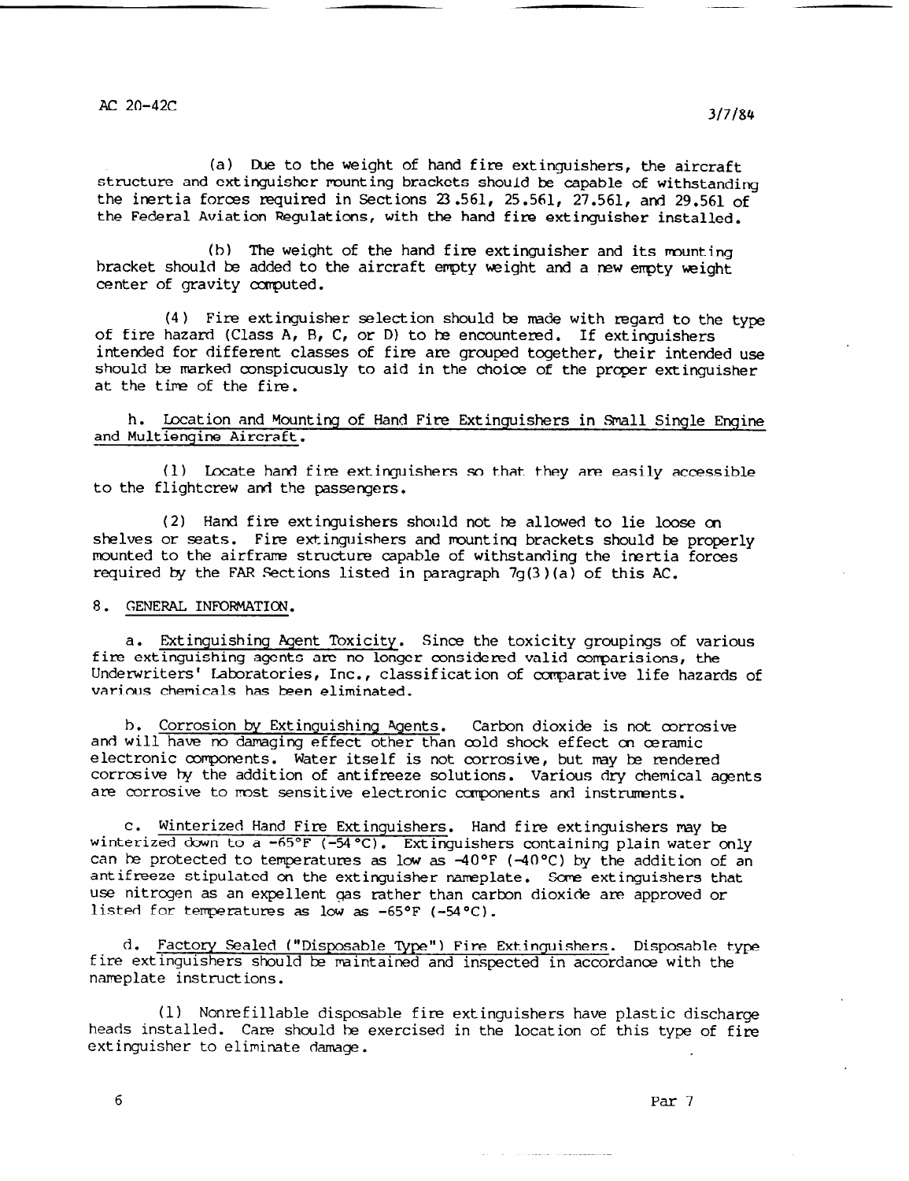(a) Due to the weight of hand fire extinguishers, the aircraft structure and extinguisher mounting brackets should be capable of withstanding the inertia forces required in Sections 23.561, 25.561, 27.561, and 29.561 of the Federal Aviation Regulations, with the hand fire extinguisher installed.

(b) The weight of the hand fire extinguisher and its mounting bracket should be added to the aircraft empty weight and a new empty weight center of gravity computed.

(4) Fire extinguisher selection should be made with regard to the type of fire hazard (Class A, B, C, or D) to be encountered. If extinguishers intended for different classes of fire are grouped together, their intended use should be marked conspicuously to aid in the choice of the proper extinguisher at the time of the fire.

h. Location and Mounting of Hand Fire Extinguishers in Small Single Engine and Multiengine Aircraft.

(1) Locate hand fire extinguishers so that they are easily accessible to the flightcrew and the passengers.

(2) Hand fire extinguishers should not be allowed to lie loose on shelves or seats. Fire extinguishers and mounting brackets should be properly mounted to the airframe structure capable of withstanding the inertia forces required by the FAR Sections listed in paragraph 7g(3)(a) of this AC.

8. GENERAL INFORMATION.

a. Extinguishing Agent Toxicity. Since the toxicity groupings of various fire extinguishing agents are no longer considered valid comparisions, the Underwriters' Laboratories, Inc., classification of comparative life hazards of various chemicals has been eliminated.

b. Corrosion by Extinguishing Agents. Carbon dioxide is not corrosive and will have no damaging effect other than cold shock effect on ceramic electronic components. Water itself is not corrosive, but may be rendered corrosive by the addition of antifreeze solutions. Various dry chemical agents are corrosive to most sensitive electronic components and instruments.

c. Winterized Hand Fire Extinguishers. Hand fire extinguishers may be winterized down to a -65°F (-54°C). Extinguishers containing plain water only can be protected to temperatures as low as -40°F (-40°C) by the addition of an antifreeze stipulated on the extinguisher nameplate. Some extinguishers that use nitrogen as an expellent gas rather than carbon dioxide are approved or listed for temperatures as low as -65°F (-54°C).

d. Factory Sealed ("Disposable Type") Fire Extinguishers. Disposable type fire extinguishers should be maintained and inspected in accordance with the nameplate instructions.

(1) Nonrefillable disposable fire extinguishers have plastic discharge heads installed. Care should be exercised in the location of this type of fire extinguisher to eliminate damage.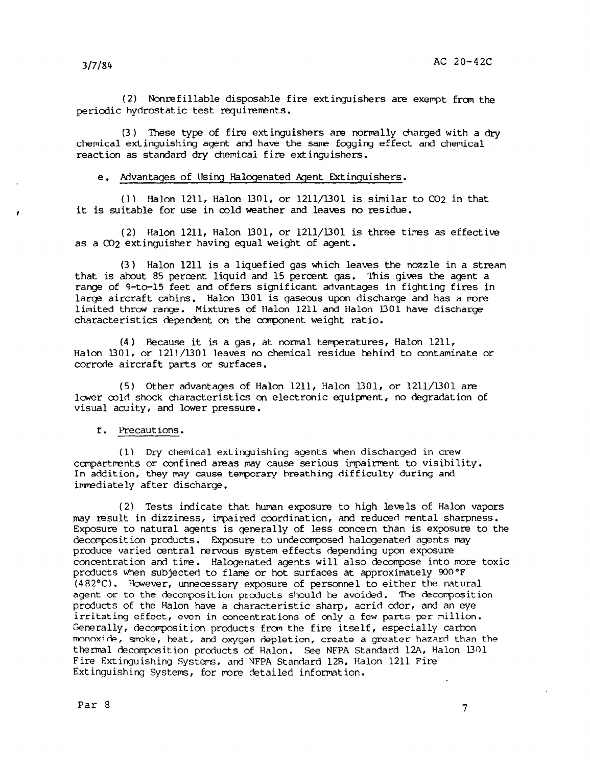(2) Nonrefillable disposable fire extinguishers are exempt from the periodic hydrostatic test requirements.

(3) These type of fire extinguishers are normally charged with a dry chemical extinguishing agent and have the same fogging effect and chemical reaction as standard dry chemical fire extinguishers.

e. Advantages of Using Halogenated Agent Extinguishers.

(1) Halon 1211, Halon 1301, or 1211/1301 is similar to $CO_2$ in that it is suitable for use in cold weather and leaves no residue.

(2) Halon 1211, Halon 1301, or 1211/1301 is three times as effective as a $CO_2$ extinguisher having equal weight of agent.

(3) Halon 1211 is a liquefied gas which leaves the nozzle in a stream that is about 85 percent liquid and 15 percent gas. This gives the agent a range of 9-to-15 feet and offers significant advantages in fighting fires in large aircraft cabins. Halon 1301 is gaseous upon discharge and has a more limited throw range. Mixtures of Halon 1211 and Halon 1301 have discharge characteristics dependent on the component weight ratio.

(4) Because it is a gas, at normal temperatures, Halon 1211, Halon 1301, or 1211/1301 leaves no chemical residue behind to contaminate or corrode aircraft parts or surfaces.

(5) Other advantages of Halon 1211, Halon 1301, or 1211/1301 are lower cold shock characteristics on electronic equipment, no degradation of visual acuity, and lower pressure.

f. Precautions.

(1) Dry chemical extinguishing agents when discharged in crew compartments or confined areas may cause serious impairment to visibility. In addition, they may cause temporary breathing difficulty during and immediately after discharge.

(2) Tests indicate that human exposure to high levels of Halon vapors may result in dizziness, impaired coordination, and reduced mental sharpness. Exposure to natural agents is generally of less concern than is exposure to the decomposition products. Exposure to undecomposed halogenated agents may produce varied central nervous system effects depending upon exposure concentration and time. Halogenated agents will also decompose into more toxic products when subjected to flame or hot surfaces at approximately 900°F (482°C). However, unnecessary exposure of personnel to either the natural agent or to the decomposition products should be avoided. The decomposition products of the Halon have a characteristic sharp, acrid odor, and an eye irritating effect, even in concentrations of only a few parts per million. Generally, decomposition products from the fire itself, especially carbon monoxide, smoke, heat, and oxygen depletion, create a greater hazard than the thermal decomposition products of Halon. See NFPA Standard 12A, Halon 1301 Fire Extinguishing Systems, and NFPA Standard 12B, Halon 1211 Fire Extinguishing Systems, for more detailed information.

Par 8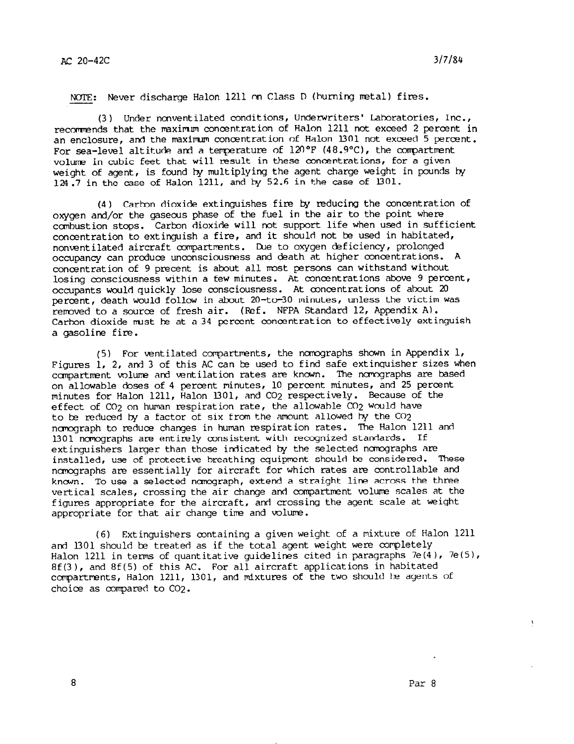NOTE: Never discharge Halon 1211 on Class D (burning metal) fires.

(3) Under nonventilated conditions, Underwriters' Laboratories, Inc., recommends that the maximum concentration of Halon 1211 not exceed 2 percent in an enclosure, and the maximum concentration of Halon 1301 not exceed 5 percent. For sea-level altitude and a temperature of 120°F (48.9°C), the compartment volume in cubic feet that will result in these concentrations, for a given weight of agent, is found by multiplying the agent charge weight in pounds by 124.7 in the case of Halon 1211, and by 52.6 in the case of 1301.

(4) Carbon dioxide extinguishes fire by reducing the concentration of oxygen and/or the gaseous phase of the fuel in the air to the point where combustion stops. Carbon dioxide will not support life when used in sufficient concentration to extinguish a fire, and it should not be used in habitated, nonventilated aircraft compartments. Due to oxygen deficiency, prolonged occupancy can produce unconsciousness and death at higher concentrations. A concentration of 9 precent is about all most persons can withstand without losing consciousness within a few minutes. At concentrations above 9 percent, occupants would quickly lose consciousness. At concentrations of about 20 percent, death would follow in about 20-to-30 minutes, unless the victim was removed to a source of fresh air. (Ref. NFPA Standard 12, Appendix A). Carbon dioxide must be at a 34 percent concentration to effectively extinguish a gasoline fire.

(5) For ventilated compartments, the nomographs shown in Appendix 1, Figures 1, 2, and 3 of this AC can be used to find safe extinguisher sizes when compartment volume and ventilation rates are known. The nomographs are based on allowable doses of 4 percent minutes, 10 percent minutes, and 25 percent minutes for Halon 1211, Halon 1301, and $CO_2$ respectively. Because of the effect of $CO_2$ on human respiration rate, the allowable $CO_2$ would have to be reduced by a factor of six from the amount allowed by the $CO_2$ nomograph to reduce changes in human respiration rates. The Halon 1211 and 1301 nomographs are entirely consistent with recognized standards. If extinguishers larger than those indicated by the selected nomographs are installed, use of protective breathing equipment should be considered. These nomographs are essentially for aircraft for which rates are controllable and known. To use a selected nomograph, extend a straight line across the three vertical scales, crossing the air change and compartment volume scales at the figures appropriate for the aircraft, and crossing the agent scale at weight appropriate for that air change time and volume.

(6) Extinguishers containing a given weight of a mixture of Halon 1211 and 1301 should be treated as if the total agent weight were completely Halon 1211 in terms of quantitative guidelines cited in paragraphs 7e(4), 7e(5), 8f(3), and 8f(5) of this AC. For all aircraft applications in habitated compartments, Halon 1211, 1301, and mixtures of the two should be agents of choice as compared to $CO_2$.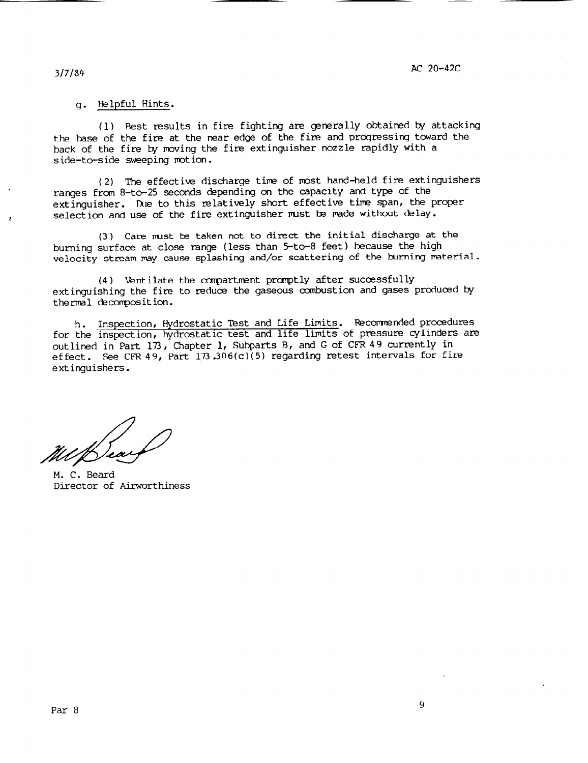g. Helpful Hints.

(1) Best results in fire fighting are generally obtained by attacking the base of the fire at the near edge of the fire and progressing toward the back of the fire by moving the fire extinguisher nozzle rapidly with a side-to-side sweeping motion.

(2) The effective discharge time of most hand-held fire extinguishers ranges from 8-to-25 seconds depending on the capacity and type of the extinguisher. Due to this relatively short effective time span, the proper selection and use of the fire extinguisher must be made without delay.

(3) Care must be taken not to direct the initial discharge at the burning surface at close range (less than 5-to-8 feet) because the high velocity stream may cause splashing and/or scattering of the burning material.

(4) Ventilate the compartment promptly after successfully extinguishing the fire to reduce the gaseous combustion and gases produced by thermal decomposition.

h. Inspection, Hydrostatic Test and Life Limits. Recommended procedures for the inspection, hydrostatic test and life limits of pressure cylinders are outlined in Part 173, Chapter 1, Subparts B, and G of CFR 49 currently in effect. See CFR 49, Part 173.306(c)(5) regarding retest intervals for fire extinguishers.

M. C. Beard
Director of Airworthiness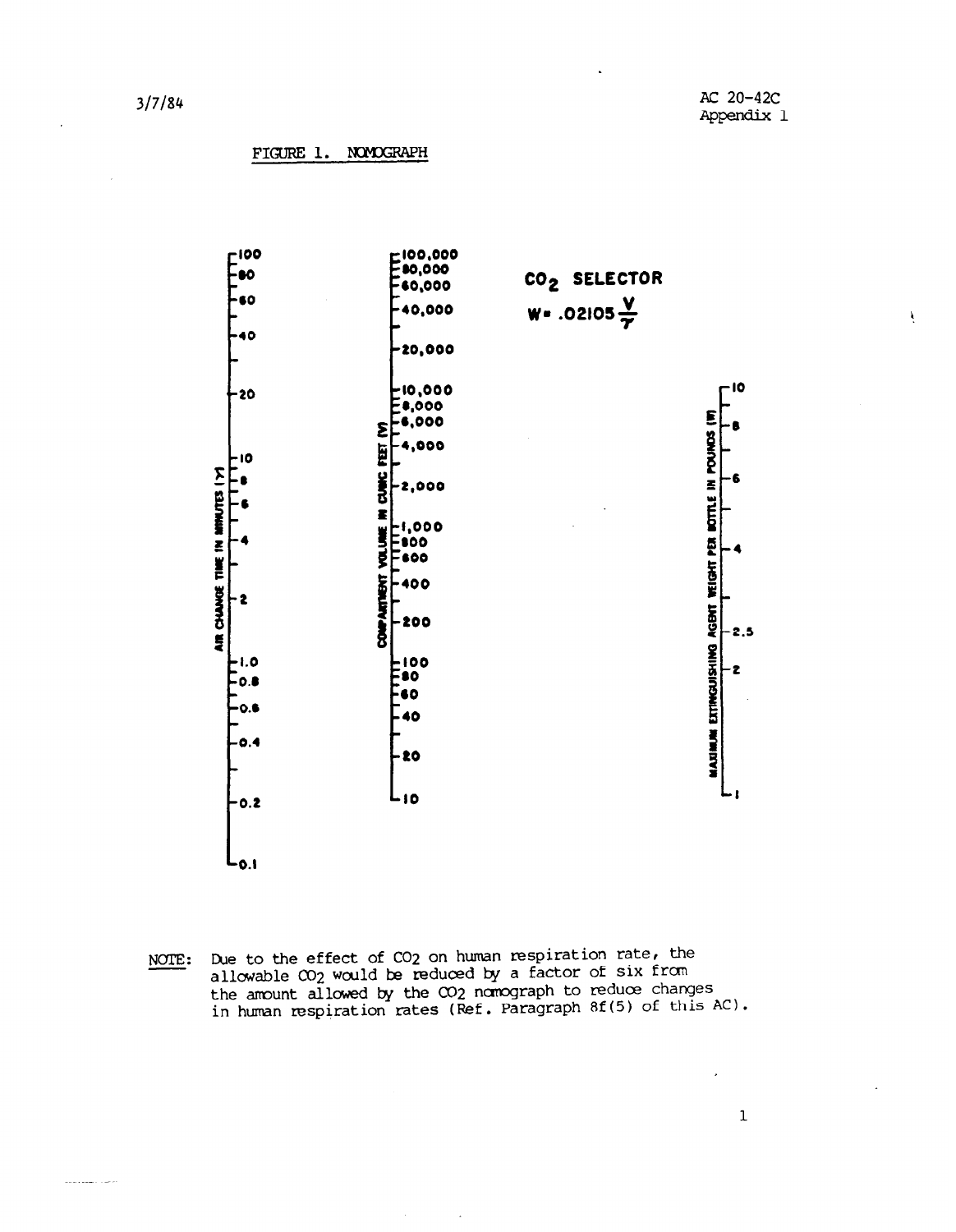FIGURE 1. NOMOGRAPH

CO2 SELECTOR

$W = .02105 \frac{V}{T}$

AIR CHANGE TIME IN MINUTES (T)

100
80
60
40
20
10
8
6
4
2
1.0
0.8
0.6
0.4
0.2
0.1

COMPARTMENT VOLUME IN CUBIC FEET (V)

100,000
80,000
60,000
40,000
20,000
10,000
8,000
6,000
4,000
2,000
1,000
800
600
400
200
100
80
60
40
20
10

MAXIMUM EXTINGUISHING AGENT WEIGHT PER BOTTLE IN POUNDS (W)

10
8
6
4
2.5
2
1

NOTE: Due to the effect of $CO_2$ on human respiration rate, the allowable $CO_2$ would be reduced by a factor of six from the amount allowed by the $CO_2$ nomograph to reduce changes in human respiration rates (Ref. Paragraph 8f(5) of this AC).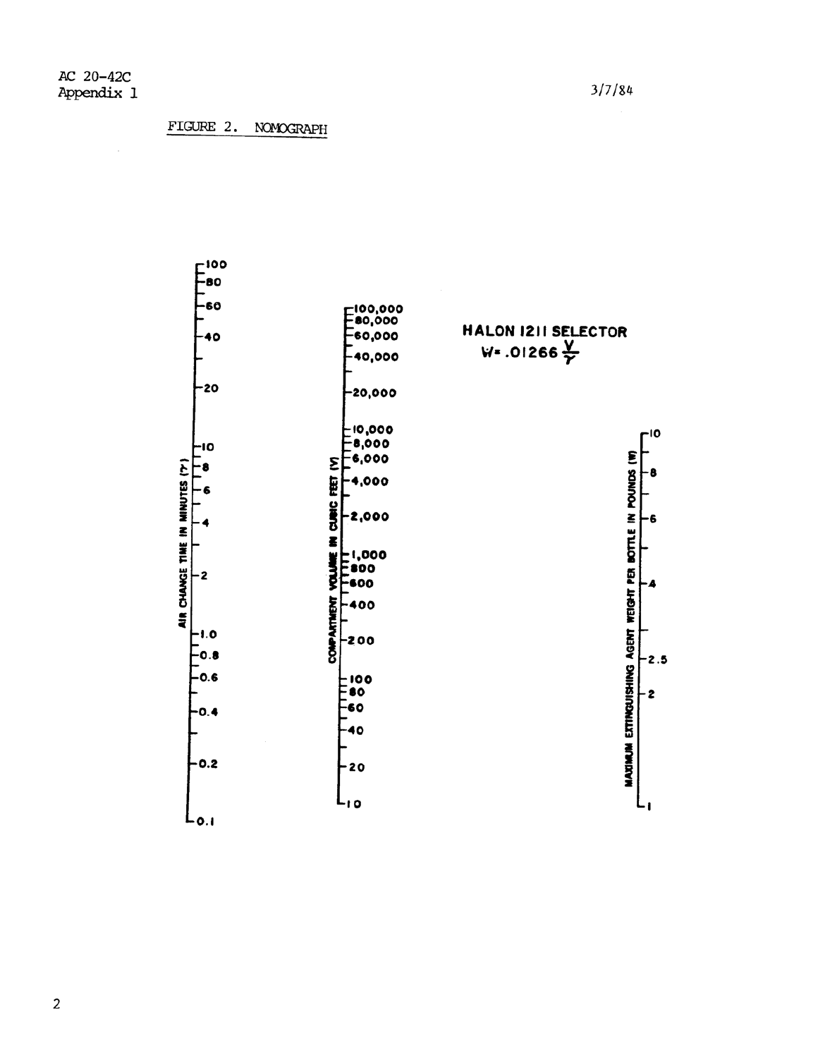FIGURE 2. NOMOGRAPH

HALON 1211 SELECTOR

$W = .01266 \frac{V}{\gamma}$

AIR CHANGE TIME IN MINUTES ($\gamma$)

100
80
60
40
20
10
8
6
4
2
1.0
0.8
0.6
0.4
0.2
0.1

COMPARTMENT VOLUME IN CUBIC FEET (V)

100,000
80,000
60,000
40,000
20,000
10,000
8,000
6,000
4,000
2,000
1,000
800
600
400
200
100
80
60
40
20
10

MAXIMUM EXTINGUISHING AGENT WEIGHT PER BOTTLE IN POUNDS (W)

10
8
6
4
2.5
2
1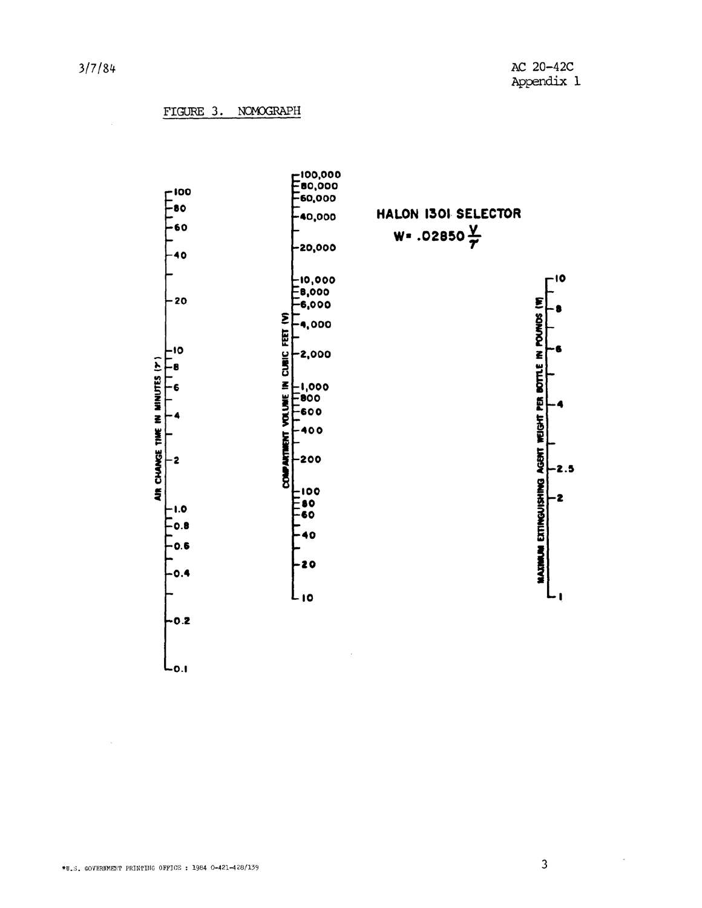FIGURE 3. NOMOGRAPH

HALON 1301 SELECTOR

$W = .02850 \frac{V}{\tau}$

AIR CHANGE TIME IN MINUTES ($\tau$)

100
80
60
40
20
10
8
6
4
2
1.0
0.8
0.6
0.4
0.2
0.1

COMPARTMENT VOLUME IN CUBIC FEET (V)

100,000
80,000
60,000
40,000
20,000
10,000
8,000
6,000
4,000
2,000
1,000
800
600
400
200
100
80
60
40
20
10

MAXIMUM EXTINGUISHING AGENT WEIGHT PER BOTTLE IN POUNDS (W)

10
8
6
4
2.5
2
1